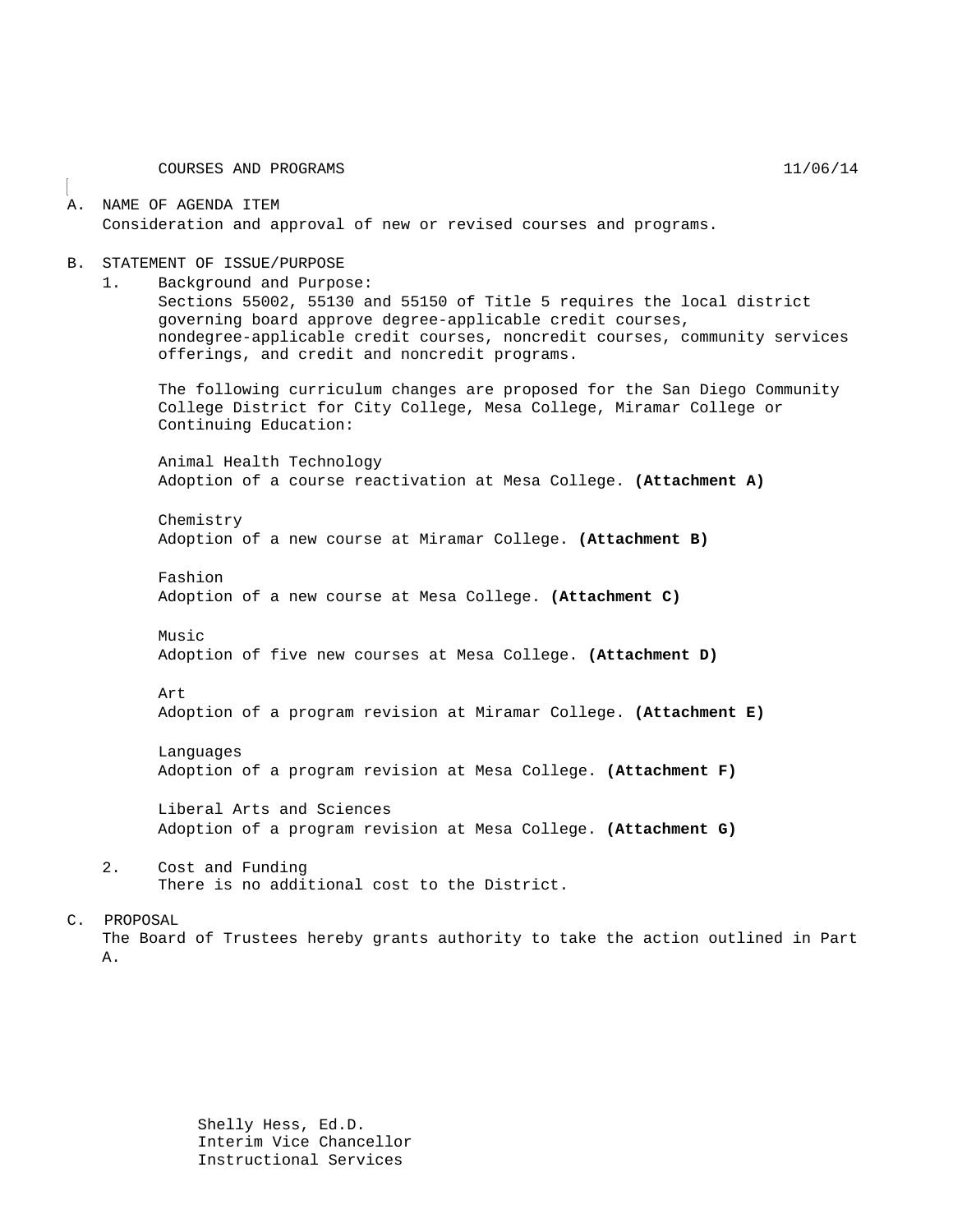COURSES AND PROGRAMS 11/06/14

A. NAME OF AGENDA ITEM
Consideration and approval of new or revised courses and programs.

B. STATEMENT OF ISSUE/PURPOSE

1. Background and Purpose:
Sections 55002, 55130 and 55150 of Title 5 requires the local district governing board approve degree-applicable credit courses, nondegree-applicable credit courses, noncredit courses, community services offerings, and credit and noncredit programs.

The following curriculum changes are proposed for the San Diego Community College District for City College, Mesa College, Miramar College or Continuing Education:

Animal Health Technology
Adoption of a course reactivation at Mesa College. **(Attachment A)**

Chemistry
Adoption of a new course at Miramar College. **(Attachment B)**

Fashion
Adoption of a new course at Mesa College. **(Attachment C)**

Music
Adoption of five new courses at Mesa College. **(Attachment D)**

Art
Adoption of a program revision at Miramar College. **(Attachment E)**

Languages
Adoption of a program revision at Mesa College. **(Attachment F)**

Liberal Arts and Sciences
Adoption of a program revision at Mesa College. **(Attachment G)**

2. Cost and Funding
There is no additional cost to the District.

C. PROPOSAL
The Board of Trustees hereby grants authority to take the action outlined in Part A.

Shelly Hess, Ed.D.
Interim Vice Chancellor
Instructional Services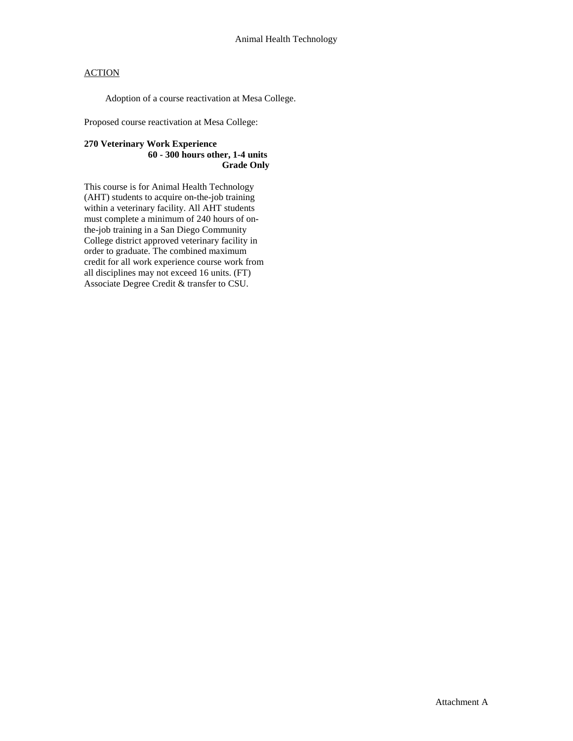Animal Health Technology

ACTION

Adoption of a course reactivation at Mesa College.

Proposed course reactivation at Mesa College:

**270 Veterinary Work Experience**
**60 - 300 hours other, 1-4 units**
**Grade Only**

This course is for Animal Health Technology (AHT) students to acquire on-the-job training within a veterinary facility. All AHT students must complete a minimum of 240 hours of on-the-job training in a San Diego Community College district approved veterinary facility in order to graduate. The combined maximum credit for all work experience course work from all disciplines may not exceed 16 units. (FT) Associate Degree Credit & transfer to CSU.

Attachment A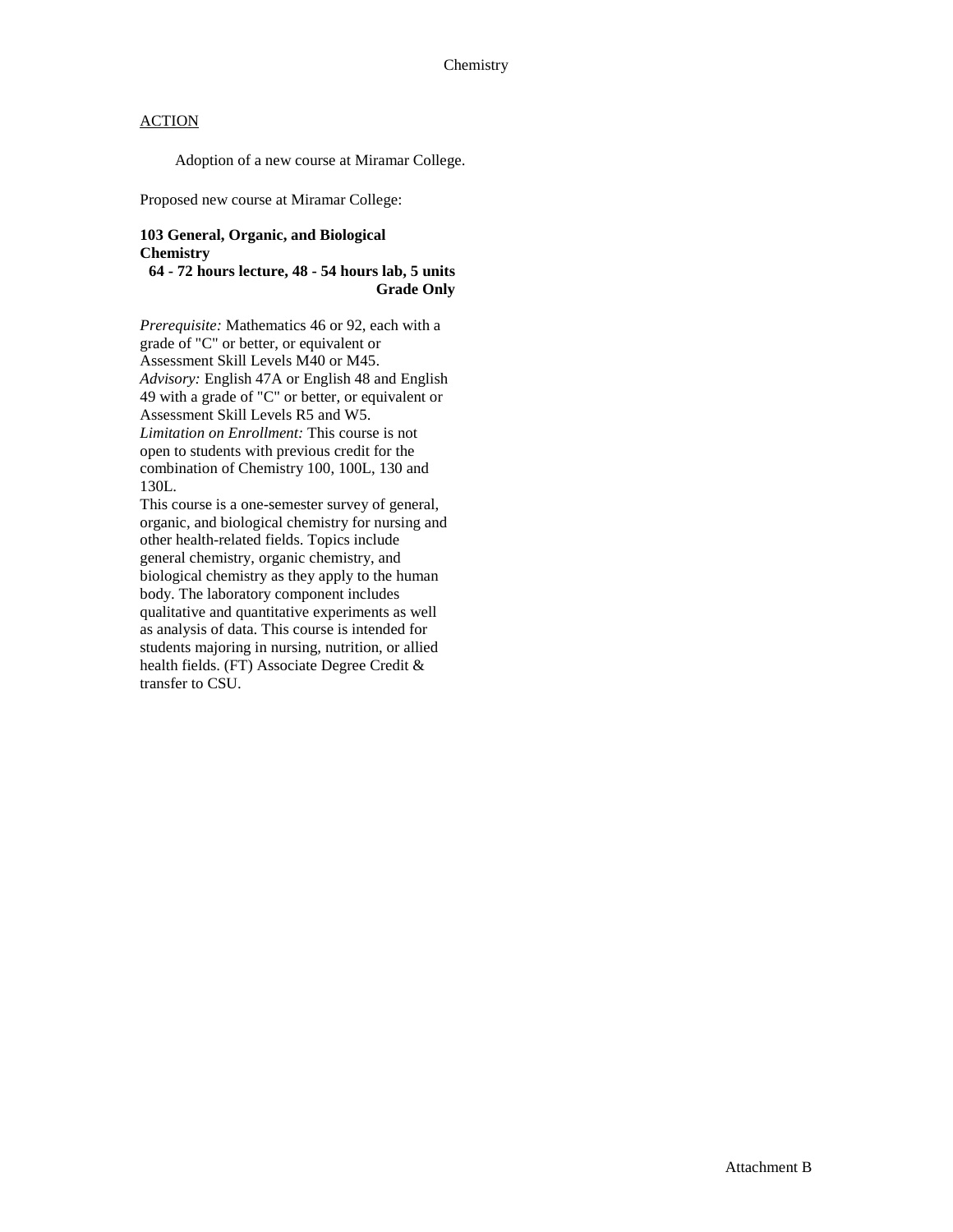Chemistry

ACTION

Adoption of a new course at Miramar College.

Proposed new course at Miramar College:

**103 General, Organic, and Biological Chemistry**
**64 - 72 hours lecture, 48 - 54 hours lab, 5 units**
**Grade Only**

*Prerequisite:* Mathematics 46 or 92, each with a grade of "C" or better, or equivalent or Assessment Skill Levels M40 or M45.
*Advisory:* English 47A or English 48 and English 49 with a grade of "C" or better, or equivalent or Assessment Skill Levels R5 and W5.
*Limitation on Enrollment:* This course is not open to students with previous credit for the combination of Chemistry 100, 100L, 130 and 130L.
This course is a one-semester survey of general, organic, and biological chemistry for nursing and other health-related fields. Topics include general chemistry, organic chemistry, and biological chemistry as they apply to the human body. The laboratory component includes qualitative and quantitative experiments as well as analysis of data. This course is intended for students majoring in nursing, nutrition, or allied health fields. (FT) Associate Degree Credit & transfer to CSU.

Attachment B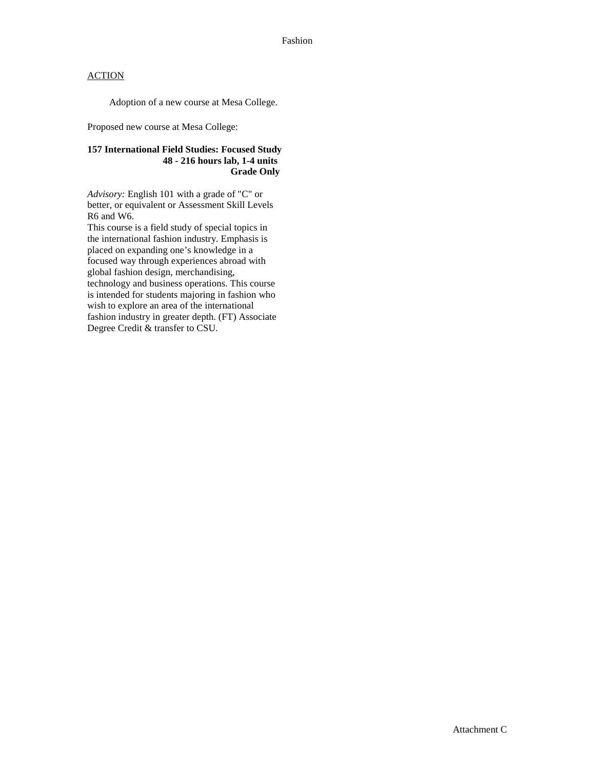<u>ACTION</u>

Adoption of a new course at Mesa College.

Proposed new course at Mesa College:

**157 International Field Studies: Focused Study**
**48 - 216 hours lab, 1-4 units**
**Grade Only**

*Advisory:* English 101 with a grade of "C" or better, or equivalent or Assessment Skill Levels R6 and W6.
This course is a field study of special topics in the international fashion industry. Emphasis is placed on expanding one's knowledge in a focused way through experiences abroad with global fashion design, merchandising, technology and business operations. This course is intended for students majoring in fashion who wish to explore an area of the international fashion industry in greater depth. (FT) Associate Degree Credit & transfer to CSU.

Attachment C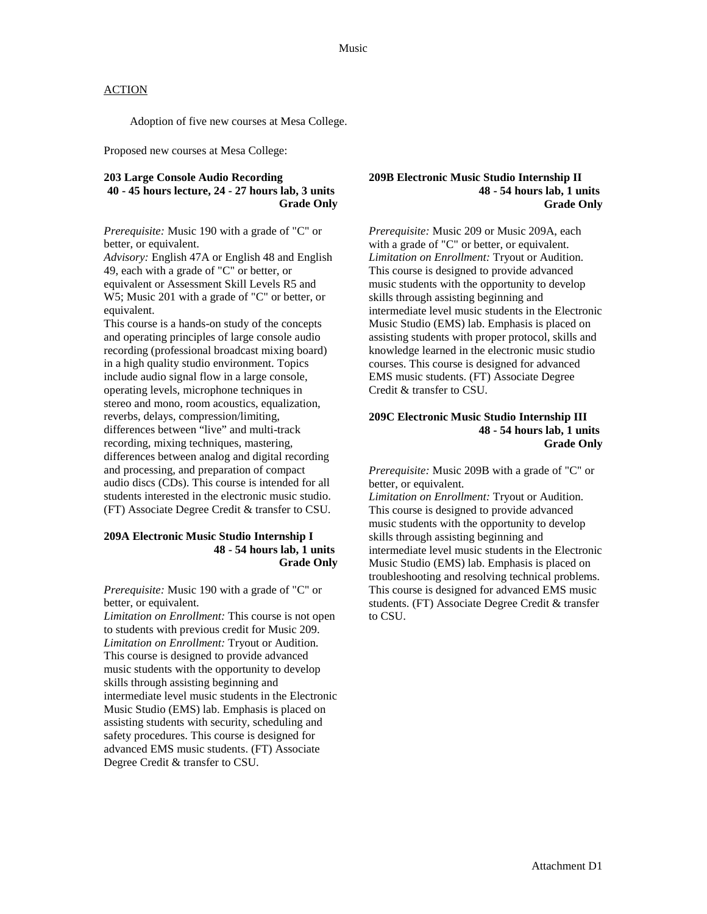# Music

ACTION

Adoption of five new courses at Mesa College.

Proposed new courses at Mesa College:

**203 Large Console Audio Recording**
**40 - 45 hours lecture, 24 - 27 hours lab, 3 units**
**Grade Only**

*Prerequisite:* Music 190 with a grade of "C" or better, or equivalent.
*Advisory:* English 47A or English 48 and English 49, each with a grade of "C" or better, or equivalent or Assessment Skill Levels R5 and W5; Music 201 with a grade of "C" or better, or equivalent.
This course is a hands-on study of the concepts and operating principles of large console audio recording (professional broadcast mixing board) in a high quality studio environment. Topics include audio signal flow in a large console, operating levels, microphone techniques in stereo and mono, room acoustics, equalization, reverbs, delays, compression/limiting, differences between "live" and multi-track recording, mixing techniques, mastering, differences between analog and digital recording and processing, and preparation of compact audio discs (CDs). This course is intended for all students interested in the electronic music studio. (FT) Associate Degree Credit & transfer to CSU.

**209A Electronic Music Studio Internship I**
**48 - 54 hours lab, 1 units**
**Grade Only**

*Prerequisite:* Music 190 with a grade of "C" or better, or equivalent.
*Limitation on Enrollment:* This course is not open to students with previous credit for Music 209.
*Limitation on Enrollment:* Tryout or Audition.
This course is designed to provide advanced music students with the opportunity to develop skills through assisting beginning and intermediate level music students in the Electronic Music Studio (EMS) lab. Emphasis is placed on assisting students with security, scheduling and safety procedures. This course is designed for advanced EMS music students. (FT) Associate Degree Credit & transfer to CSU.

**209B Electronic Music Studio Internship II**
**48 - 54 hours lab, 1 units**
**Grade Only**

*Prerequisite:* Music 209 or Music 209A, each with a grade of "C" or better, or equivalent.
*Limitation on Enrollment:* Tryout or Audition.
This course is designed to provide advanced music students with the opportunity to develop skills through assisting beginning and intermediate level music students in the Electronic Music Studio (EMS) lab. Emphasis is placed on assisting students with proper protocol, skills and knowledge learned in the electronic music studio courses. This course is designed for advanced EMS music students. (FT) Associate Degree Credit & transfer to CSU.

**209C Electronic Music Studio Internship III**
**48 - 54 hours lab, 1 units**
**Grade Only**

*Prerequisite:* Music 209B with a grade of "C" or better, or equivalent.
*Limitation on Enrollment:* Tryout or Audition.
This course is designed to provide advanced music students with the opportunity to develop skills through assisting beginning and intermediate level music students in the Electronic Music Studio (EMS) lab. Emphasis is placed on troubleshooting and resolving technical problems. This course is designed for advanced EMS music students. (FT) Associate Degree Credit & transfer to CSU.

Attachment D1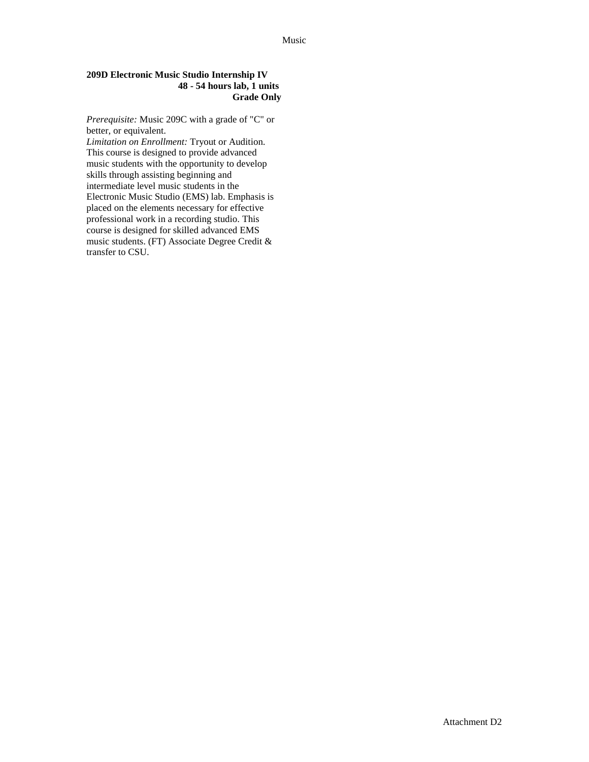**209D Electronic Music Studio Internship IV**
**48 - 54 hours lab, 1 units**
**Grade Only**

*Prerequisite:* Music 209C with a grade of "C" or better, or equivalent.
*Limitation on Enrollment:* Tryout or Audition.
This course is designed to provide advanced music students with the opportunity to develop skills through assisting beginning and intermediate level music students in the Electronic Music Studio (EMS) lab. Emphasis is placed on the elements necessary for effective professional work in a recording studio. This course is designed for skilled advanced EMS music students. (FT) Associate Degree Credit & transfer to CSU.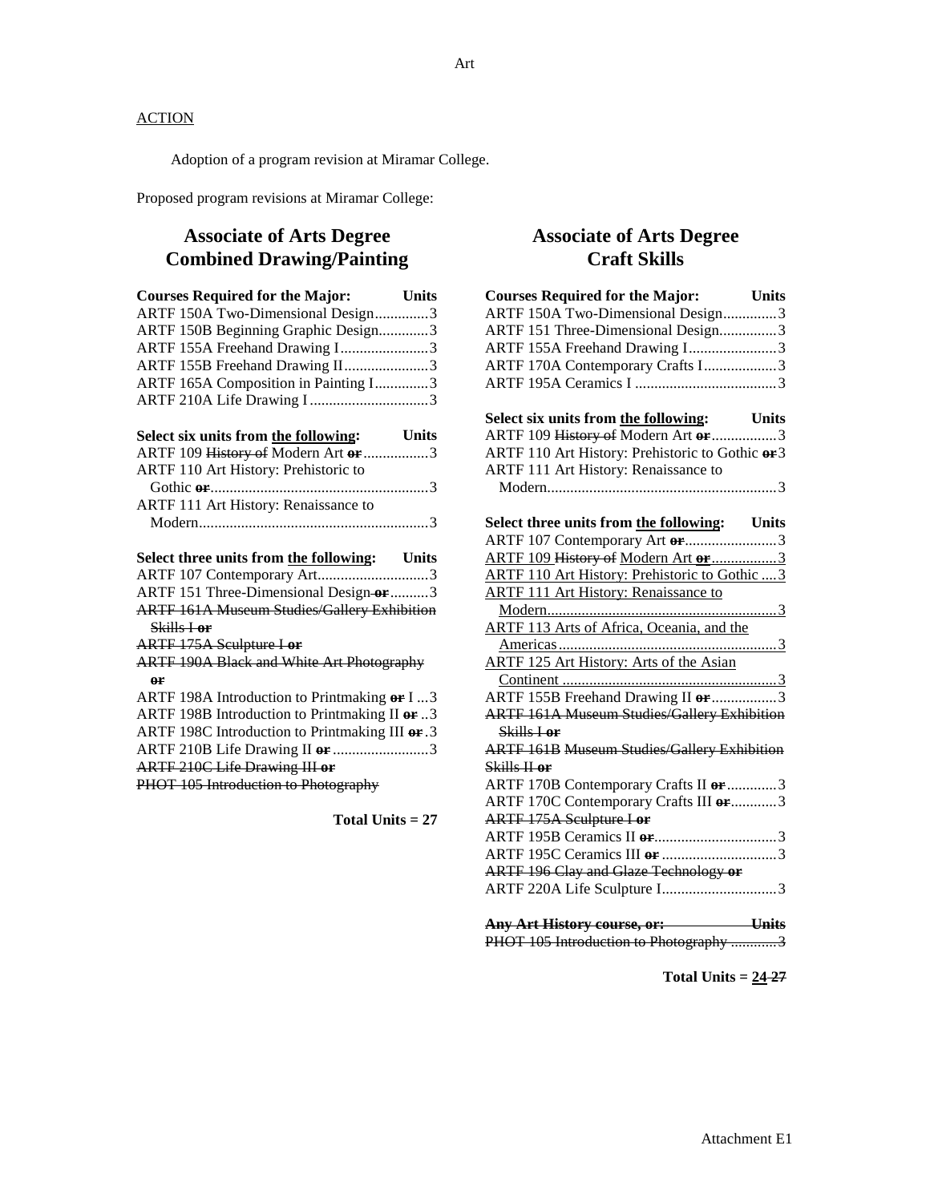ACTION

Adoption of a program revision at Miramar College.

Proposed program revisions at Miramar College:

## Associate of Arts Degree Combined Drawing/Painting

| Courses Required for the Major: | Units |
|---|---|
| ARTF 150A Two-Dimensional Design | 3 |
| ARTF 150B Beginning Graphic Design | 3 |
| ARTF 155A Freehand Drawing I | 3 |
| ARTF 155B Freehand Drawing II | 3 |
| ARTF 165A Composition in Painting I | 3 |
| ARTF 210A Life Drawing I | 3 |

| Select six units from the following: | Units |
|---|---|
| ARTF 109 ~~History of~~ Modern Art ~~or~~ | 3 |
| ARTF 110 Art History: Prehistoric to Gothic ~~or~~ | 3 |
| ARTF 111 Art History: Renaissance to Modern | 3 |

| Select three units from the following: | Units |
|---|---|
| ARTF 107 Contemporary Art | 3 |
| ARTF 151 Three-Dimensional Design ~~or~~ | 3 |
| ~~ARTF 161A Museum Studies/Gallery Exhibition Skills I or~~ | |
| ~~ARTF 175A Sculpture I or~~ | |
| ~~ARTF 190A Black and White Art Photography or~~ | |
| ARTF 198A Introduction to Printmaking ~~or~~ I | 3 |
| ARTF 198B Introduction to Printmaking II ~~or~~ | 3 |
| ARTF 198C Introduction to Printmaking III ~~or~~ | 3 |
| ARTF 210B Life Drawing II ~~or~~ | 3 |
| ~~ARTF 210C Life Drawing III or~~ | |
| ~~PHOT 105 Introduction to Photography~~ | |

**Total Units = 27**

## Associate of Arts Degree Craft Skills

| Courses Required for the Major: | Units |
|---|---|
| ARTF 150A Two-Dimensional Design | 3 |
| ARTF 151 Three-Dimensional Design | 3 |
| ARTF 155A Freehand Drawing I | 3 |
| ARTF 170A Contemporary Crafts I | 3 |
| ARTF 195A Ceramics I | 3 |

| Select six units from the following: | Units |
|---|---|
| ARTF 109 ~~History of~~ Modern Art ~~or~~ | 3 |
| ARTF 110 Art History: Prehistoric to Gothic ~~or~~ | 3 |
| ARTF 111 Art History: Renaissance to Modern | 3 |

| Select three units from the following: | Units |
|---|---|
| ARTF 107 Contemporary Art ~~or~~ | 3 |
| ARTF 109 ~~History of~~ Modern Art ~~or~~ | 3 |
| ARTF 110 Art History: Prehistoric to Gothic | 3 |
| ARTF 111 Art History: Renaissance to Modern | 3 |
| ARTF 113 Arts of Africa, Oceania, and the Americas | 3 |
| ARTF 125 Art History: Arts of the Asian Continent | 3 |
| ARTF 155B Freehand Drawing II ~~or~~ | 3 |
| ~~ARTF 161A Museum Studies/Gallery Exhibition Skills I or~~ | |
| ~~ARTF 161B Museum Studies/Gallery Exhibition Skills II or~~ | |
| ARTF 170B Contemporary Crafts II ~~or~~ | 3 |
| ARTF 170C Contemporary Crafts III ~~or~~ | 3 |
| ~~ARTF 175A Sculpture I or~~ | |
| ARTF 195B Ceramics II ~~or~~ | 3 |
| ARTF 195C Ceramics III ~~or~~ | 3 |
| ~~ARTF 196 Clay and Glaze Technology or~~ | |
| ARTF 220A Life Sculpture I | 3 |

| ~~Any Art History course, or:~~ | ~~Units~~ |
|---|---|
| ~~PHOT 105 Introduction to Photography~~ | ~~3~~ |

**Total Units = 24 ~~27~~**

Attachment E1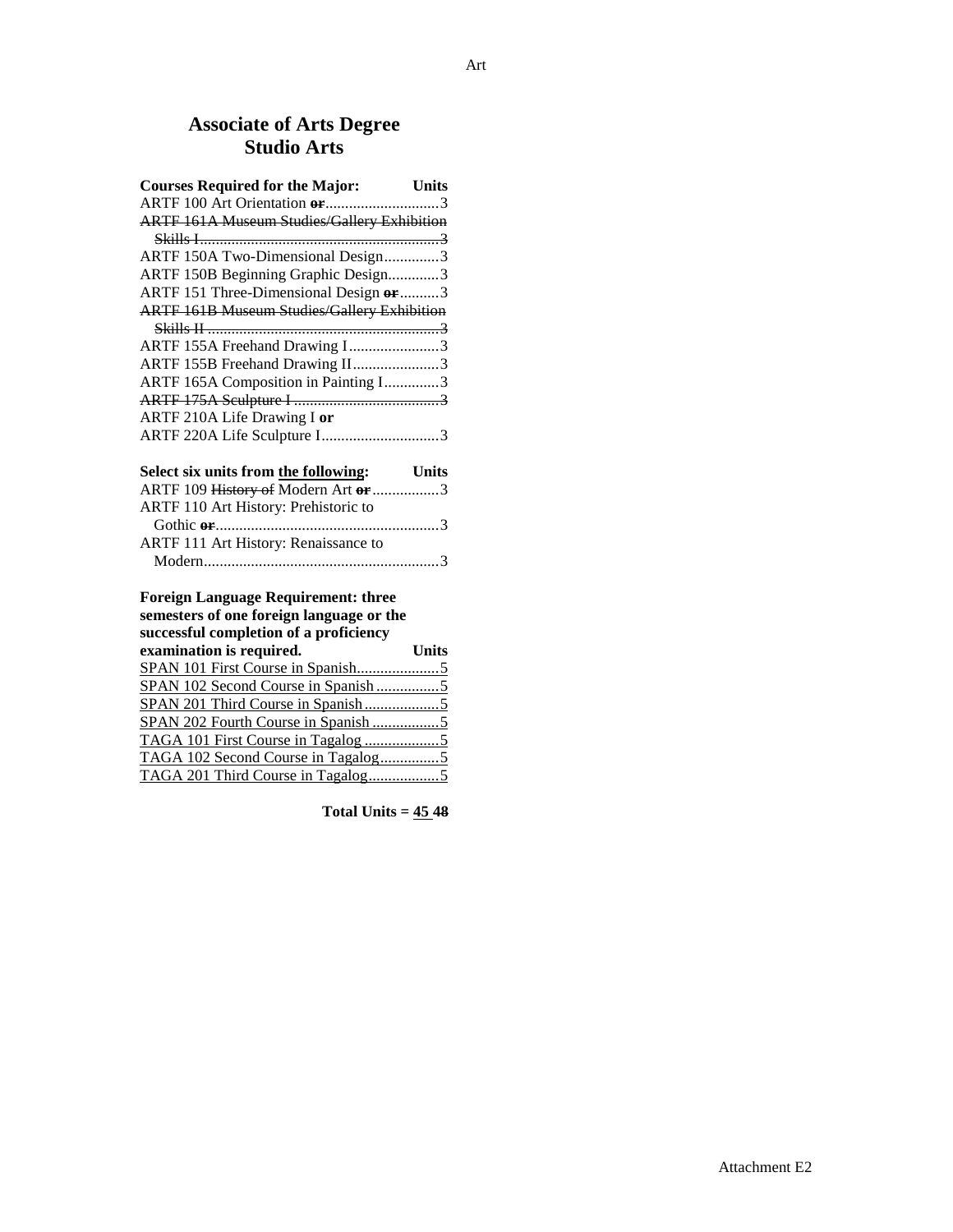# Associate of Arts Degree
## Studio Arts

| **Courses Required for the Major:** | **Units** |
|---|---|
| ARTF 100 Art Orientation ~~**or**~~ | 3 |
| ~~ARTF 161A Museum Studies/Gallery Exhibition Skills I~~ | ~~3~~ |
| ARTF 150A Two-Dimensional Design | 3 |
| ARTF 150B Beginning Graphic Design | 3 |
| ARTF 151 Three-Dimensional Design ~~**or**~~ | 3 |
| ~~ARTF 161B Museum Studies/Gallery Exhibition Skills II~~ | ~~3~~ |
| ARTF 155A Freehand Drawing I | 3 |
| ARTF 155B Freehand Drawing II | 3 |
| ARTF 165A Composition in Painting I | 3 |
| ~~ARTF 175A Sculpture I~~ | ~~3~~ |
| ARTF 210A Life Drawing I **or** | |
| ARTF 220A Life Sculpture I | 3 |

| **Select six units from <u>the following</u>:** | **Units** |
|---|---|
| ARTF 109 ~~History of~~ Modern Art ~~**or**~~ | 3 |
| ARTF 110 Art History: Prehistoric to Gothic ~~**or**~~ | 3 |
| ARTF 111 Art History: Renaissance to Modern | 3 |

| **Foreign Language Requirement: three semesters of one foreign language or the successful completion of a proficiency examination is required.** | **Units** |
|---|---|
| <u>SPAN 101 First Course in Spanish</u> | <u>5</u> |
| <u>SPAN 102 Second Course in Spanish</u> | <u>5</u> |
| <u>SPAN 201 Third Course in Spanish</u> | <u>5</u> |
| <u>SPAN 202 Fourth Course in Spanish</u> | <u>5</u> |
| <u>TAGA 101 First Course in Tagalog</u> | <u>5</u> |
| <u>TAGA 102 Second Course in Tagalog</u> | <u>5</u> |
| <u>TAGA 201 Third Course in Tagalog</u> | <u>5</u> |

**Total Units = <u>45</u> ~~48~~**

Attachment E2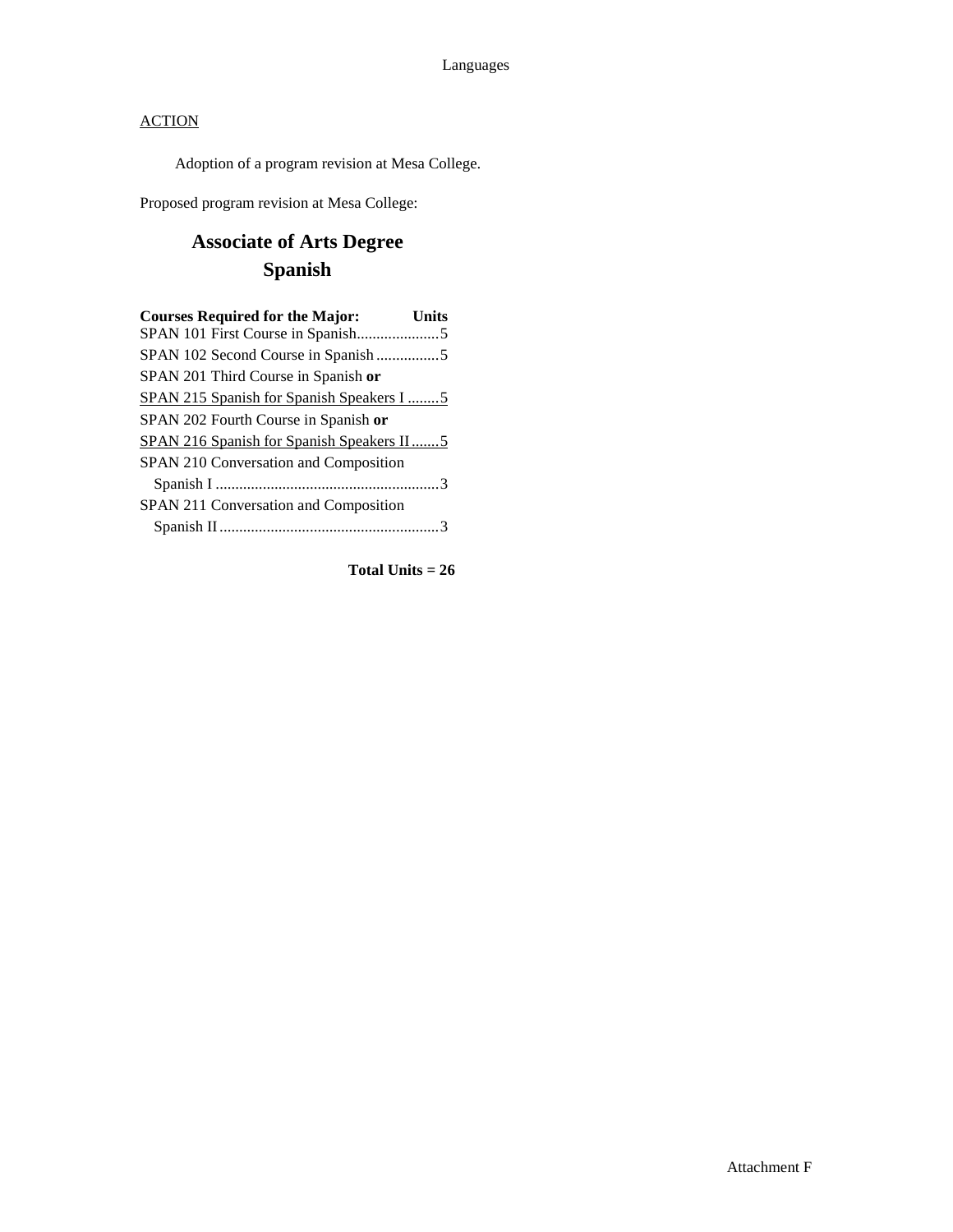Languages

ACTION

Adoption of a program revision at Mesa College.

Proposed program revision at Mesa College:

## Associate of Arts Degree
## Spanish

| Courses Required for the Major: | Units |
|---|---|
| SPAN 101 First Course in Spanish | 5 |
| SPAN 102 Second Course in Spanish | 5 |
| SPAN 201 Third Course in Spanish **or** SPAN 215 Spanish for Spanish Speakers I | 5 |
| SPAN 202 Fourth Course in Spanish **or** SPAN 216 Spanish for Spanish Speakers II | 5 |
| SPAN 210 Conversation and Composition Spanish I | 3 |
| SPAN 211 Conversation and Composition Spanish II | 3 |

**Total Units = 26**

Attachment F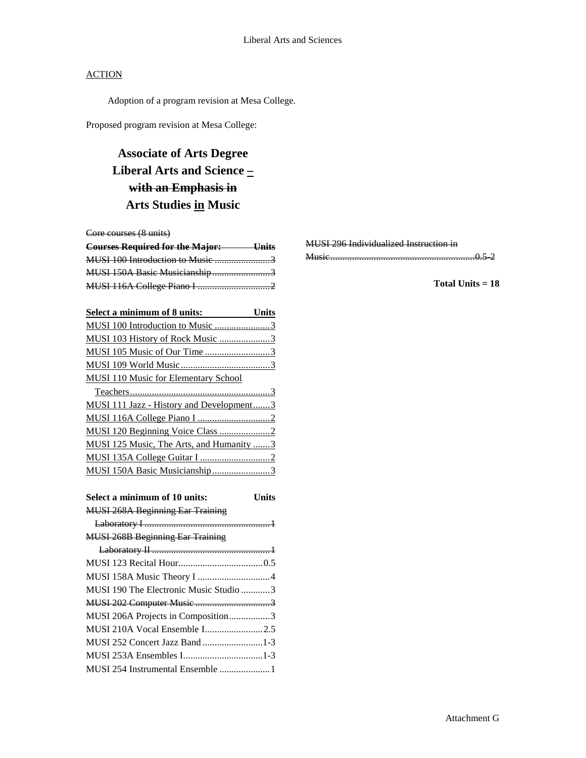## ACTION

Adoption of a program revision at Mesa College.

Proposed program revision at Mesa College:

# Associate of Arts Degree Liberal Arts and Science – ~~with an Emphasis in~~ Arts Studies in Music

~~Core courses (8 units)~~

| ~~Courses Required for the Major:~~ | ~~Units~~ |
|---|---|
| ~~MUSI 100 Introduction to Music~~ | ~~3~~ |
| ~~MUSI 150A Basic Musicianship~~ | ~~3~~ |
| ~~MUSI 116A College Piano I~~ | ~~2~~ |

| Select a minimum of 8 units: | Units |
|---|---|
| MUSI 100 Introduction to Music | 3 |
| MUSI 103 History of Rock Music | 3 |
| MUSI 105 Music of Our Time | 3 |
| MUSI 109 World Music | 3 |
| MUSI 110 Music for Elementary School Teachers | 3 |
| MUSI 111 Jazz - History and Development | 3 |
| MUSI 116A College Piano I | 2 |
| MUSI 120 Beginning Voice Class | 2 |
| MUSI 125 Music, The Arts, and Humanity | 3 |
| MUSI 135A College Guitar I | 2 |
| MUSI 150A Basic Musicianship | 3 |

| Select a minimum of 10 units: | Units |
|---|---|
| ~~MUSI 268A Beginning Ear Training Laboratory I~~ | ~~1~~ |
| ~~MUSI 268B Beginning Ear Training Laboratory II~~ | ~~1~~ |
| MUSI 123 Recital Hour | 0.5 |
| MUSI 158A Music Theory I | 4 |
| MUSI 190 The Electronic Music Studio | 3 |
| ~~MUSI 202 Computer Music~~ | ~~3~~ |
| MUSI 206A Projects in Composition | 3 |
| MUSI 210A Vocal Ensemble I | 2.5 |
| MUSI 252 Concert Jazz Band | 1-3 |
| MUSI 253A Ensembles I | 1-3 |
| MUSI 254 Instrumental Ensemble | 1 |
| ~~MUSI 296 Individualized Instruction in Music~~ | ~~0.5-2~~ |

**Total Units = 18**

Attachment G